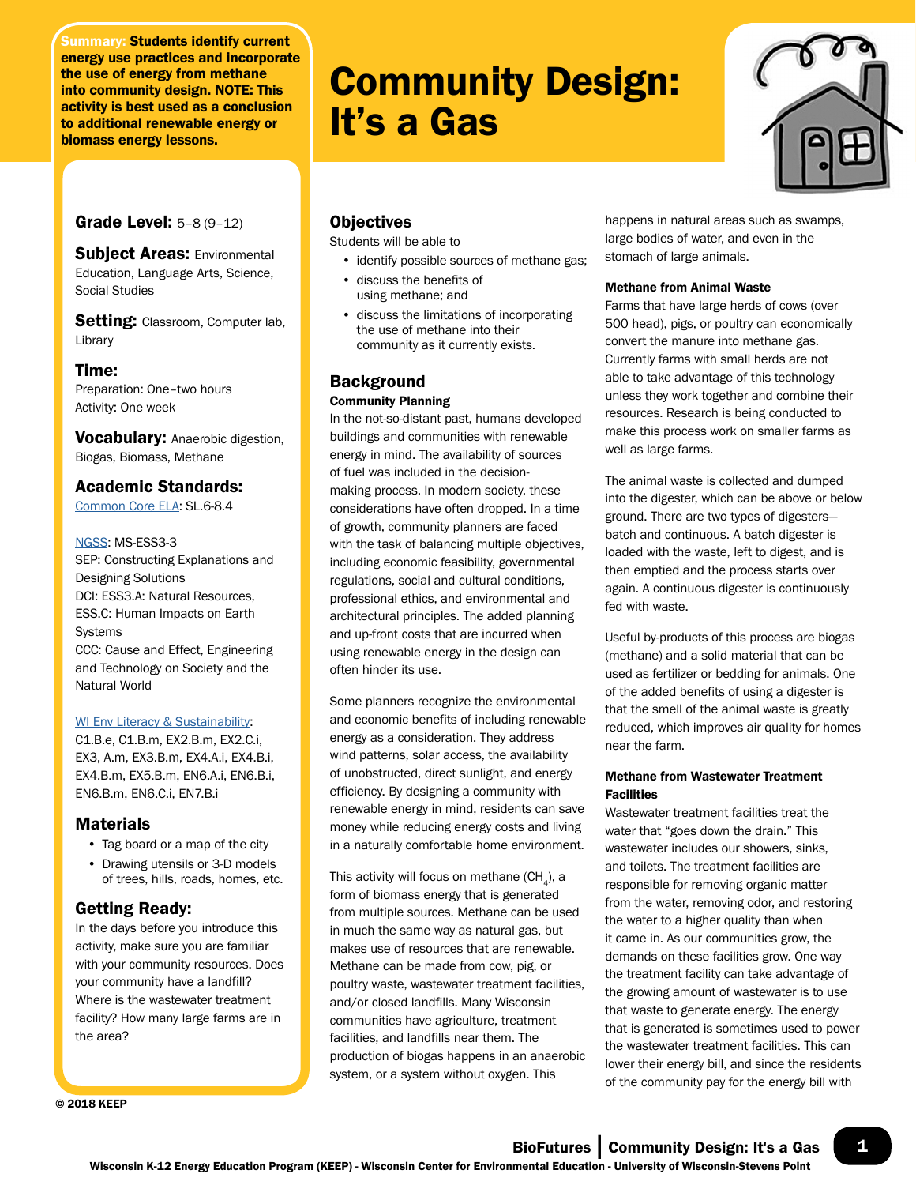**Summary:** Students identify current energy use practices and incorporate the use of energy from methane into community design. NOTE: This activity is best used as a conclusion to additional renewable energy or biomass energy lessons.

# Community Design: It's a Gas

**Grade Level:** 5–8 (9–12)

**Subject Areas:** Environmental Education, Language Arts, Science, Social Studies

**Setting:** Classroom, Computer lab, Library

**Time:**
Preparation: One–two hours
Activity: One week

**Vocabulary:** Anaerobic digestion, Biogas, Biomass, Methane

**Academic Standards:**
Common Core ELA: SL.6-8.4

NGSS: MS-ESS3-3
SEP: Constructing Explanations and Designing Solutions
DCI: ESS3.A: Natural Resources, ESS.C: Human Impacts on Earth Systems
CCC: Cause and Effect, Engineering and Technology on Society and the Natural World

WI Env Literacy & Sustainability: C1.B.e, C1.B.m, EX2.B.m, EX2.C.i, EX3, A.m, EX3.B.m, EX4.A.i, EX4.B.i, EX4.B.m, EX5.B.m, EN6.A.i, EN6.B.i, EN6.B.m, EN6.C.i, EN7.B.i

## Materials

- Tag board or a map of the city
- Drawing utensils or 3-D models of trees, hills, roads, homes, etc.

## Getting Ready:

In the days before you introduce this activity, make sure you are familiar with your community resources. Does your community have a landfill? Where is the wastewater treatment facility? How many large farms are in the area?

© 2018 KEEP

## Objectives

Students will be able to

- identify possible sources of methane gas;
- discuss the benefits of using methane; and
- discuss the limitations of incorporating the use of methane into their community as it currently exists.

## Background

### Community Planning

In the not-so-distant past, humans developed buildings and communities with renewable energy in mind. The availability of sources of fuel was included in the decision-making process. In modern society, these considerations have often dropped. In a time of growth, community planners are faced with the task of balancing multiple objectives, including economic feasibility, governmental regulations, social and cultural conditions, professional ethics, and environmental and architectural principles. The added planning and up-front costs that are incurred when using renewable energy in the design can often hinder its use.

Some planners recognize the environmental and economic benefits of including renewable energy as a consideration. They address wind patterns, solar access, the availability of unobstructed, direct sunlight, and energy efficiency. By designing a community with renewable energy in mind, residents can save money while reducing energy costs and living in a naturally comfortable home environment.

This activity will focus on methane ($CH_4$), a form of biomass energy that is generated from multiple sources. Methane can be used in much the same way as natural gas, but makes use of resources that are renewable. Methane can be made from cow, pig, or poultry waste, wastewater treatment facilities, and/or closed landfills. Many Wisconsin communities have agriculture, treatment facilities, and landfills near them. The production of biogas happens in an anaerobic system, or a system without oxygen. This happens in natural areas such as swamps, large bodies of water, and even in the stomach of large animals.

### Methane from Animal Waste

Farms that have large herds of cows (over 500 head), pigs, or poultry can economically convert the manure into methane gas. Currently farms with small herds are not able to take advantage of this technology unless they work together and combine their resources. Research is being conducted to make this process work on smaller farms as well as large farms.

The animal waste is collected and dumped into the digester, which can be above or below ground. There are two types of digesters—batch and continuous. A batch digester is loaded with the waste, left to digest, and is then emptied and the process starts over again. A continuous digester is continuously fed with waste.

Useful by-products of this process are biogas (methane) and a solid material that can be used as fertilizer or bedding for animals. One of the added benefits of using a digester is that the smell of the animal waste is greatly reduced, which improves air quality for homes near the farm.

### Methane from Wastewater Treatment Facilities

Wastewater treatment facilities treat the water that "goes down the drain." This wastewater includes our showers, sinks, and toilets. The treatment facilities are responsible for removing organic matter from the water, removing odor, and restoring the water to a higher quality than when it came in. As our communities grow, the demands on these facilities grow. One way the treatment facility can take advantage of the growing amount of wastewater is to use that waste to generate energy. The energy that is generated is sometimes used to power the wastewater treatment facilities. This can lower their energy bill, and since the residents of the community pay for the energy bill with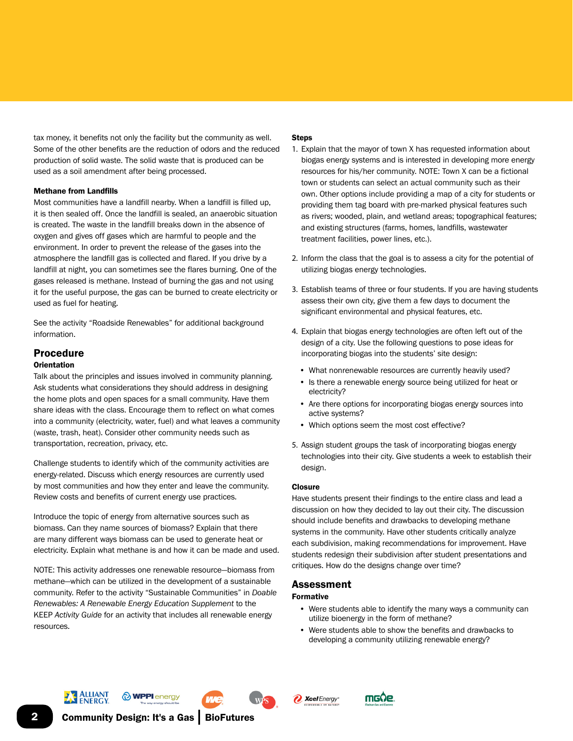tax money, it benefits not only the facility but the community as well. Some of the other benefits are the reduction of odors and the reduced production of solid waste. The solid waste that is produced can be used as a soil amendment after being processed.

**Methane from Landfills**

Most communities have a landfill nearby. When a landfill is filled up, it is then sealed off. Once the landfill is sealed, an anaerobic situation is created. The waste in the landfill breaks down in the absence of oxygen and gives off gases which are harmful to people and the environment. In order to prevent the release of the gases into the atmosphere the landfill gas is collected and flared. If you drive by a landfill at night, you can sometimes see the flares burning. One of the gases released is methane. Instead of burning the gas and not using it for the useful purpose, the gas can be burned to create electricity or used as fuel for heating.

See the activity "Roadside Renewables" for additional background information.

## Procedure

**Orientation**

Talk about the principles and issues involved in community planning. Ask students what considerations they should address in designing the home plots and open spaces for a small community. Have them share ideas with the class. Encourage them to reflect on what comes into a community (electricity, water, fuel) and what leaves a community (waste, trash, heat). Consider other community needs such as transportation, recreation, privacy, etc.

Challenge students to identify which of the community activities are energy-related. Discuss which energy resources are currently used by most communities and how they enter and leave the community. Review costs and benefits of current energy use practices.

Introduce the topic of energy from alternative sources such as biomass. Can they name sources of biomass? Explain that there are many different ways biomass can be used to generate heat or electricity. Explain what methane is and how it can be made and used.

NOTE: This activity addresses one renewable resource—biomass from methane—which can be utilized in the development of a sustainable community. Refer to the activity "Sustainable Communities" in *Doable Renewables: A Renewable Energy Education Supplement* to the KEEP *Activity Guide* for an activity that includes all renewable energy resources.

**Steps**

1. Explain that the mayor of town X has requested information about biogas energy systems and is interested in developing more energy resources for his/her community. NOTE: Town X can be a fictional town or students can select an actual community such as their own. Other options include providing a map of a city for students or providing them tag board with pre-marked physical features such as rivers; wooded, plain, and wetland areas; topographical features; and existing structures (farms, homes, landfills, wastewater treatment facilities, power lines, etc.).

2. Inform the class that the goal is to assess a city for the potential of utilizing biogas energy technologies.

3. Establish teams of three or four students. If you are having students assess their own city, give them a few days to document the significant environmental and physical features, etc.

4. Explain that biogas energy technologies are often left out of the design of a city. Use the following questions to pose ideas for incorporating biogas into the students' site design:
   - What nonrenewable resources are currently heavily used?
   - Is there a renewable energy source being utilized for heat or electricity?
   - Are there options for incorporating biogas energy sources into active systems?
   - Which options seem the most cost effective?

5. Assign student groups the task of incorporating biogas energy technologies into their city. Give students a week to establish their design.

**Closure**

Have students present their findings to the entire class and lead a discussion on how they decided to lay out their city. The discussion should include benefits and drawbacks to developing methane systems in the community. Have other students critically analyze each subdivision, making recommendations for improvement. Have students redesign their subdivision after student presentations and critiques. How do the designs change over time?

## Assessment

**Formative**

- Were students able to identify the many ways a community can utilize bioenergy in the form of methane?
- Were students able to show the benefits and drawbacks to developing a community utilizing renewable energy?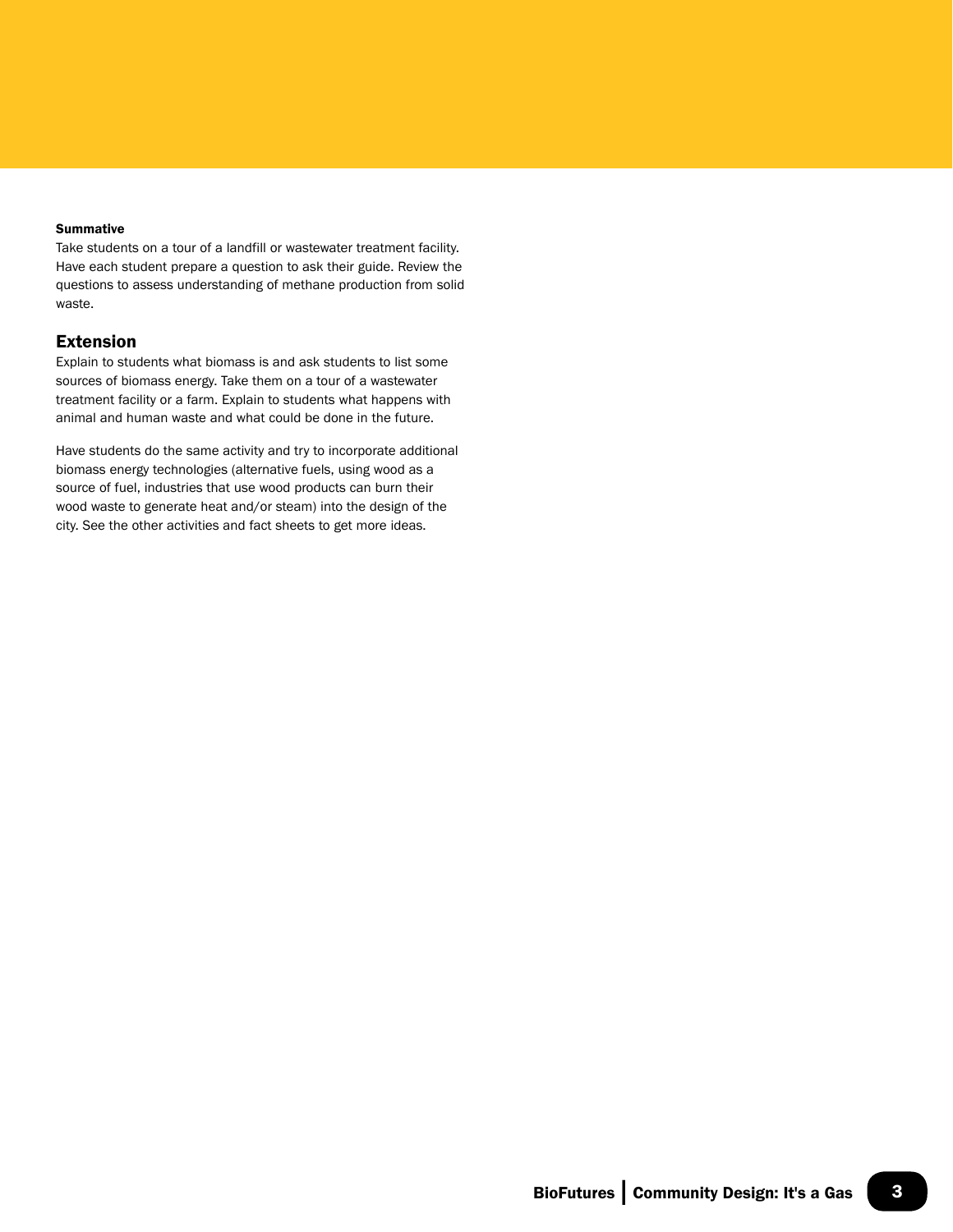**Summative**

Take students on a tour of a landfill or wastewater treatment facility. Have each student prepare a question to ask their guide. Review the questions to assess understanding of methane production from solid waste.

## Extension

Explain to students what biomass is and ask students to list some sources of biomass energy. Take them on a tour of a wastewater treatment facility or a farm. Explain to students what happens with animal and human waste and what could be done in the future.

Have students do the same activity and try to incorporate additional biomass energy technologies (alternative fuels, using wood as a source of fuel, industries that use wood products can burn their wood waste to generate heat and/or steam) into the design of the city. See the other activities and fact sheets to get more ideas.